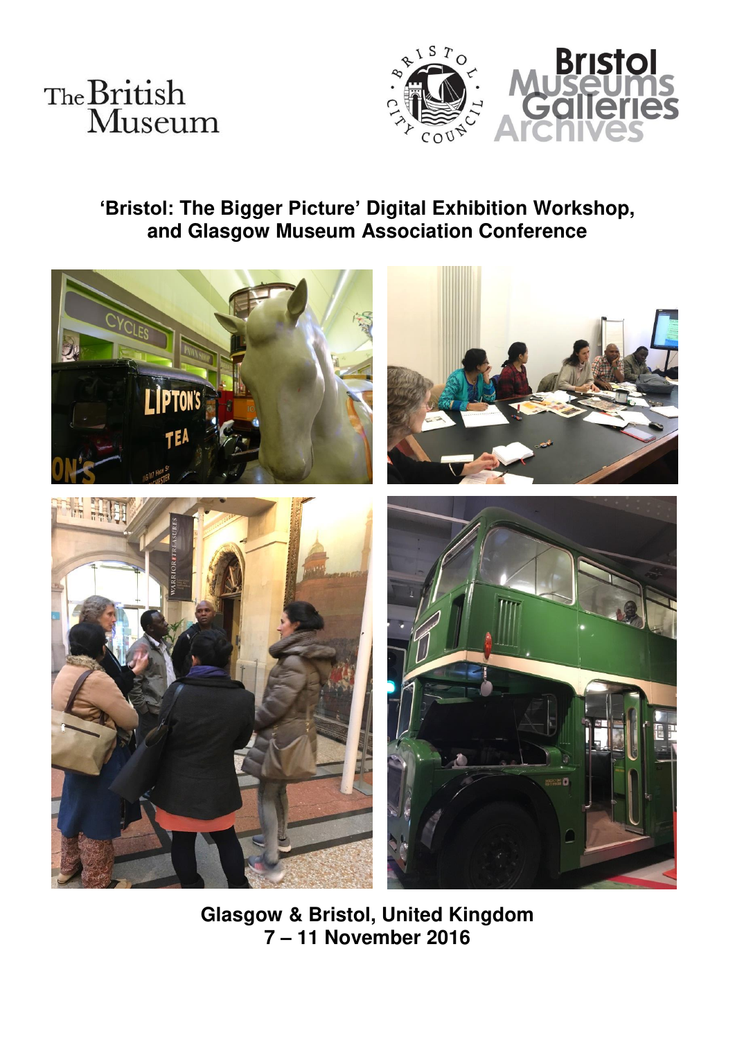The British Museum

Bristol City Council

Bristol Museums Galleries Archives

# 'Bristol: The Bigger Picture' Digital Exhibition Workshop, and Glasgow Museum Association Conference

**Glasgow & Bristol, United Kingdom**
**7 – 11 November 2016**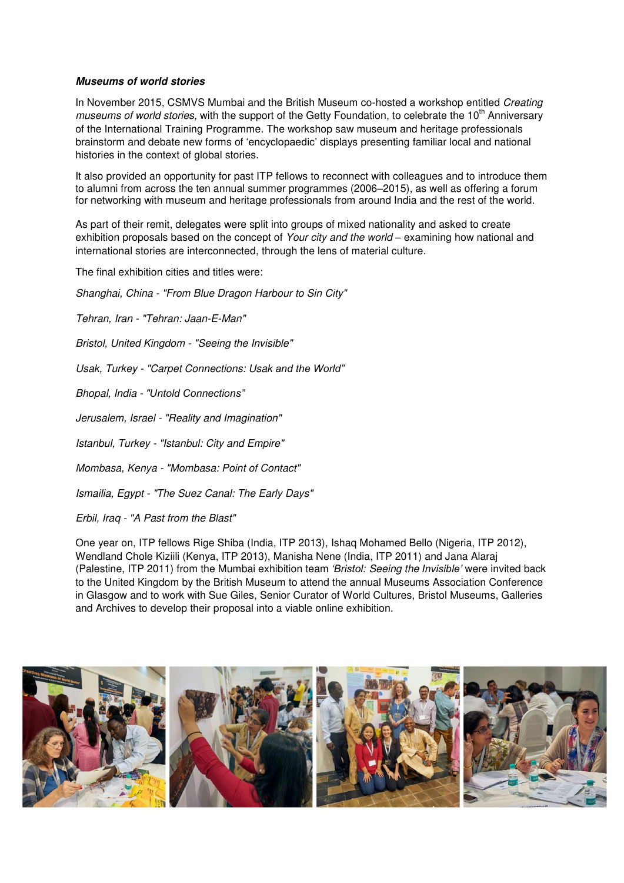***Museums of world stories***

In November 2015, CSMVS Mumbai and the British Museum co-hosted a workshop entitled *Creating museums of world stories,* with the support of the Getty Foundation, to celebrate the 10th Anniversary of the International Training Programme. The workshop saw museum and heritage professionals brainstorm and debate new forms of 'encyclopaedic' displays presenting familiar local and national histories in the context of global stories.

It also provided an opportunity for past ITP fellows to reconnect with colleagues and to introduce them to alumni from across the ten annual summer programmes (2006–2015), as well as offering a forum for networking with museum and heritage professionals from around India and the rest of the world.

As part of their remit, delegates were split into groups of mixed nationality and asked to create exhibition proposals based on the concept of *Your city and the world* – examining how national and international stories are interconnected, through the lens of material culture.

The final exhibition cities and titles were:

*Shanghai, China - "From Blue Dragon Harbour to Sin City"*

*Tehran, Iran - "Tehran: Jaan-E-Man"*

*Bristol, United Kingdom - "Seeing the Invisible"*

*Usak, Turkey - "Carpet Connections: Usak and the World"*

*Bhopal, India - "Untold Connections"*

*Jerusalem, Israel - "Reality and Imagination"*

*Istanbul, Turkey - "Istanbul: City and Empire"*

*Mombasa, Kenya - "Mombasa: Point of Contact"*

*Ismailia, Egypt - "The Suez Canal: The Early Days"*

*Erbil, Iraq - "A Past from the Blast"*

One year on, ITP fellows Rige Shiba (India, ITP 2013), Ishaq Mohamed Bello (Nigeria, ITP 2012), Wendland Chole Kiziili (Kenya, ITP 2013), Manisha Nene (India, ITP 2011) and Jana Alaraj (Palestine, ITP 2011) from the Mumbai exhibition team *'Bristol: Seeing the Invisible'* were invited back to the United Kingdom by the British Museum to attend the annual Museums Association Conference in Glasgow and to work with Sue Giles, Senior Curator of World Cultures, Bristol Museums, Galleries and Archives to develop their proposal into a viable online exhibition.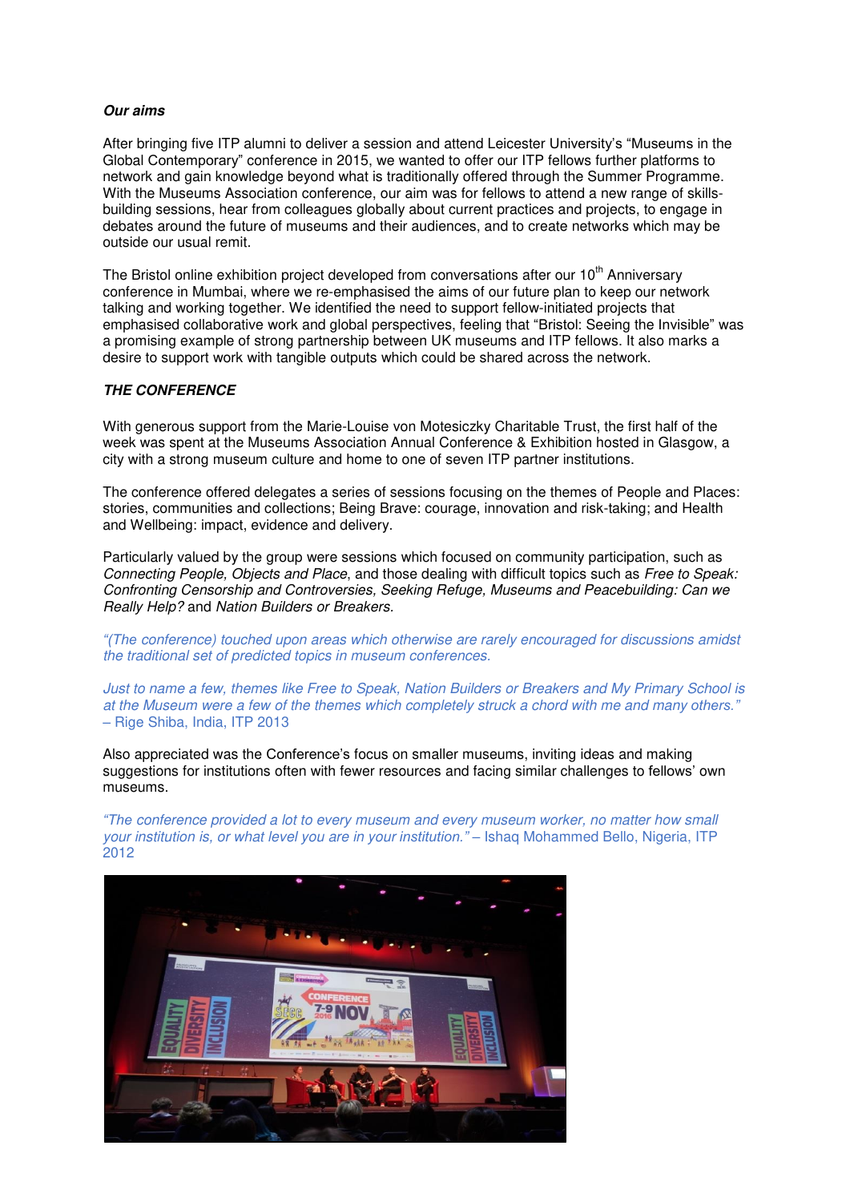### *Our aims*

After bringing five ITP alumni to deliver a session and attend Leicester University's "Museums in the Global Contemporary" conference in 2015, we wanted to offer our ITP fellows further platforms to network and gain knowledge beyond what is traditionally offered through the Summer Programme. With the Museums Association conference, our aim was for fellows to attend a new range of skills-building sessions, hear from colleagues globally about current practices and projects, to engage in debates around the future of museums and their audiences, and to create networks which may be outside our usual remit.

The Bristol online exhibition project developed from conversations after our 10th Anniversary conference in Mumbai, where we re-emphasised the aims of our future plan to keep our network talking and working together. We identified the need to support fellow-initiated projects that emphasised collaborative work and global perspectives, feeling that "Bristol: Seeing the Invisible" was a promising example of strong partnership between UK museums and ITP fellows. It also marks a desire to support work with tangible outputs which could be shared across the network.

### *THE CONFERENCE*

With generous support from the Marie-Louise von Motesiczky Charitable Trust, the first half of the week was spent at the Museums Association Annual Conference & Exhibition hosted in Glasgow, a city with a strong museum culture and home to one of seven ITP partner institutions.

The conference offered delegates a series of sessions focusing on the themes of People and Places: stories, communities and collections; Being Brave: courage, innovation and risk-taking; and Health and Wellbeing: impact, evidence and delivery.

Particularly valued by the group were sessions which focused on community participation, such as *Connecting People, Objects and Place*, and those dealing with difficult topics such as *Free to Speak: Confronting Censorship and Controversies, Seeking Refuge, Museums and Peacebuilding: Can we Really Help?* and *Nation Builders or Breakers.*

*"(The conference) touched upon areas which otherwise are rarely encouraged for discussions amidst the traditional set of predicted topics in museum conferences.*

*Just to name a few, themes like Free to Speak, Nation Builders or Breakers and My Primary School is at the Museum were a few of the themes which completely struck a chord with me and many others."* – Rige Shiba, India, ITP 2013

Also appreciated was the Conference's focus on smaller museums, inviting ideas and making suggestions for institutions often with fewer resources and facing similar challenges to fellows' own museums.

*"The conference provided a lot to every museum and every museum worker, no matter how small your institution is, or what level you are in your institution."* – Ishaq Mohammed Bello, Nigeria, ITP 2012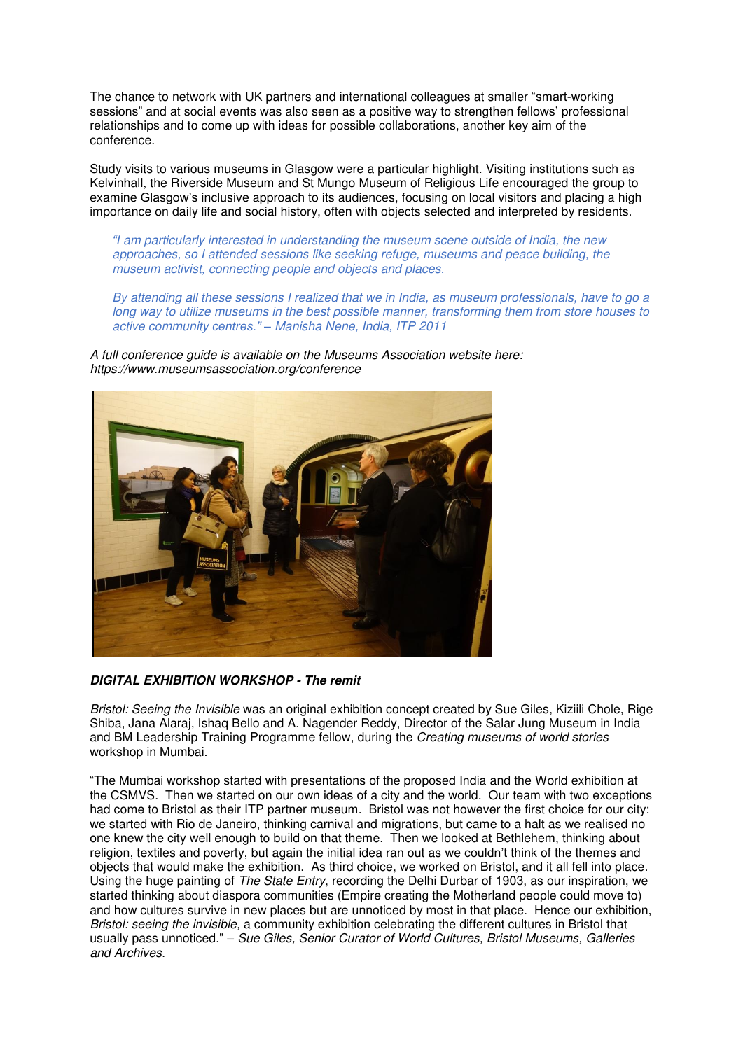The chance to network with UK partners and international colleagues at smaller "smart-working sessions" and at social events was also seen as a positive way to strengthen fellows' professional relationships and to come up with ideas for possible collaborations, another key aim of the conference.

Study visits to various museums in Glasgow were a particular highlight. Visiting institutions such as Kelvinhall, the Riverside Museum and St Mungo Museum of Religious Life encouraged the group to examine Glasgow's inclusive approach to its audiences, focusing on local visitors and placing a high importance on daily life and social history, often with objects selected and interpreted by residents.

> *"I am particularly interested in understanding the museum scene outside of India, the new approaches, so I attended sessions like seeking refuge, museums and peace building, the museum activist, connecting people and objects and places.*
>
> *By attending all these sessions I realized that we in India, as museum professionals, have to go a long way to utilize museums in the best possible manner, transforming them from store houses to active community centres." – Manisha Nene, India, ITP 2011*

*A full conference guide is available on the Museums Association website here: https://www.museumsassociation.org/conference*

***DIGITAL EXHIBITION WORKSHOP - The remit***

*Bristol: Seeing the Invisible* was an original exhibition concept created by Sue Giles, Kiziili Chole, Rige Shiba, Jana Alaraj, Ishaq Bello and A. Nagender Reddy, Director of the Salar Jung Museum in India and BM Leadership Training Programme fellow, during the *Creating museums of world stories* workshop in Mumbai.

"The Mumbai workshop started with presentations of the proposed India and the World exhibition at the CSMVS. Then we started on our own ideas of a city and the world. Our team with two exceptions had come to Bristol as their ITP partner museum. Bristol was not however the first choice for our city: we started with Rio de Janeiro, thinking carnival and migrations, but came to a halt as we realised no one knew the city well enough to build on that theme. Then we looked at Bethlehem, thinking about religion, textiles and poverty, but again the initial idea ran out as we couldn't think of the themes and objects that would make the exhibition. As third choice, we worked on Bristol, and it all fell into place. Using the huge painting of *The State Entry*, recording the Delhi Durbar of 1903, as our inspiration, we started thinking about diaspora communities (Empire creating the Motherland people could move to) and how cultures survive in new places but are unnoticed by most in that place. Hence our exhibition, *Bristol: seeing the invisible,* a community exhibition celebrating the different cultures in Bristol that usually pass unnoticed." – *Sue Giles, Senior Curator of World Cultures, Bristol Museums, Galleries and Archives.*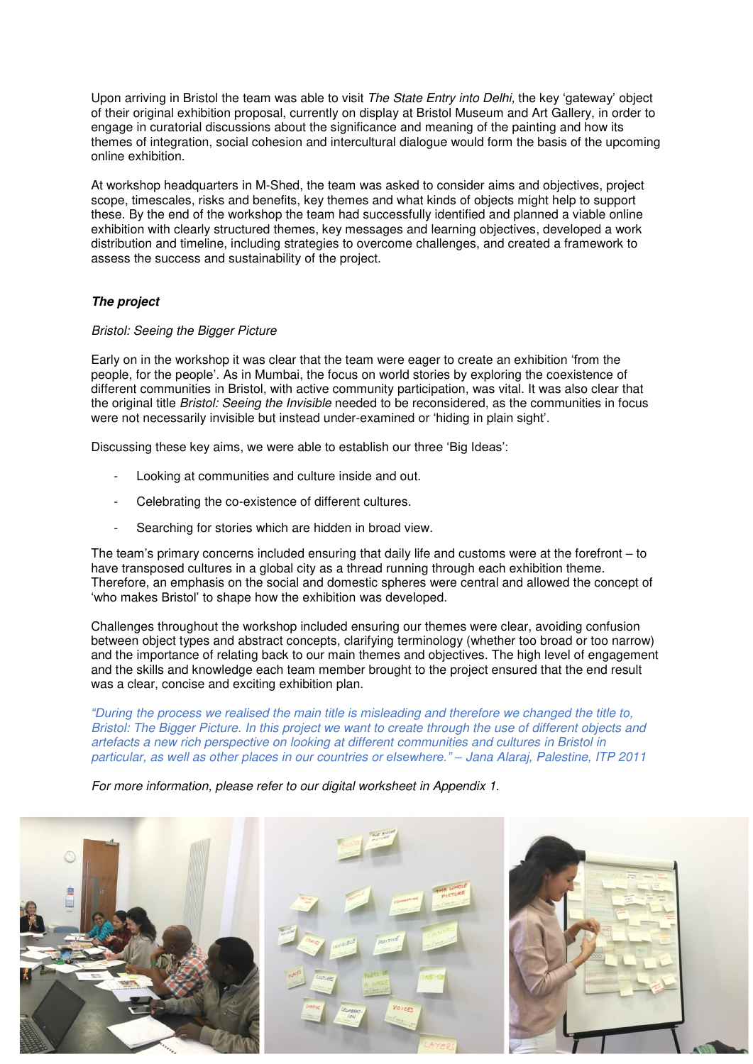Upon arriving in Bristol the team was able to visit *The State Entry into Delhi,* the key 'gateway' object of their original exhibition proposal, currently on display at Bristol Museum and Art Gallery, in order to engage in curatorial discussions about the significance and meaning of the painting and how its themes of integration, social cohesion and intercultural dialogue would form the basis of the upcoming online exhibition.

At workshop headquarters in M-Shed, the team was asked to consider aims and objectives, project scope, timescales, risks and benefits, key themes and what kinds of objects might help to support these. By the end of the workshop the team had successfully identified and planned a viable online exhibition with clearly structured themes, key messages and learning objectives, developed a work distribution and timeline, including strategies to overcome challenges, and created a framework to assess the success and sustainability of the project.

### ***The project***

*Bristol: Seeing the Bigger Picture*

Early on in the workshop it was clear that the team were eager to create an exhibition 'from the people, for the people'. As in Mumbai, the focus on world stories by exploring the coexistence of different communities in Bristol, with active community participation, was vital. It was also clear that the original title *Bristol: Seeing the Invisible* needed to be reconsidered, as the communities in focus were not necessarily invisible but instead under-examined or 'hiding in plain sight'.

Discussing these key aims, we were able to establish our three 'Big Ideas':

- Looking at communities and culture inside and out.
- Celebrating the co-existence of different cultures.
- Searching for stories which are hidden in broad view.

The team's primary concerns included ensuring that daily life and customs were at the forefront – to have transposed cultures in a global city as a thread running through each exhibition theme. Therefore, an emphasis on the social and domestic spheres were central and allowed the concept of 'who makes Bristol' to shape how the exhibition was developed.

Challenges throughout the workshop included ensuring our themes were clear, avoiding confusion between object types and abstract concepts, clarifying terminology (whether too broad or too narrow) and the importance of relating back to our main themes and objectives. The high level of engagement and the skills and knowledge each team member brought to the project ensured that the end result was a clear, concise and exciting exhibition plan.

*"During the process we realised the main title is misleading and therefore we changed the title to, Bristol: The Bigger Picture. In this project we want to create through the use of different objects and artefacts a new rich perspective on looking at different communities and cultures in Bristol in particular, as well as other places in our countries or elsewhere." – Jana Alaraj, Palestine, ITP 2011*

*For more information, please refer to our digital worksheet in Appendix 1.*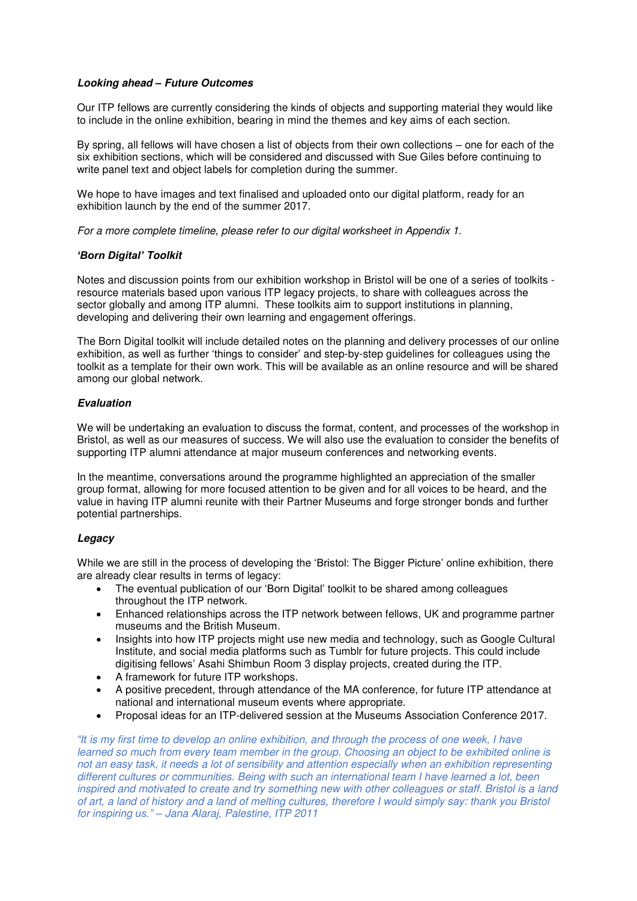### ***Looking ahead – Future Outcomes***

Our ITP fellows are currently considering the kinds of objects and supporting material they would like to include in the online exhibition, bearing in mind the themes and key aims of each section.

By spring, all fellows will have chosen a list of objects from their own collections – one for each of the six exhibition sections, which will be considered and discussed with Sue Giles before continuing to write panel text and object labels for completion during the summer.

We hope to have images and text finalised and uploaded onto our digital platform, ready for an exhibition launch by the end of the summer 2017.

*For a more complete timeline, please refer to our digital worksheet in Appendix 1.*

### ***'Born Digital' Toolkit***

Notes and discussion points from our exhibition workshop in Bristol will be one of a series of toolkits - resource materials based upon various ITP legacy projects, to share with colleagues across the sector globally and among ITP alumni. These toolkits aim to support institutions in planning, developing and delivering their own learning and engagement offerings.

The Born Digital toolkit will include detailed notes on the planning and delivery processes of our online exhibition, as well as further 'things to consider' and step-by-step guidelines for colleagues using the toolkit as a template for their own work. This will be available as an online resource and will be shared among our global network.

### ***Evaluation***

We will be undertaking an evaluation to discuss the format, content, and processes of the workshop in Bristol, as well as our measures of success. We will also use the evaluation to consider the benefits of supporting ITP alumni attendance at major museum conferences and networking events.

In the meantime, conversations around the programme highlighted an appreciation of the smaller group format, allowing for more focused attention to be given and for all voices to be heard, and the value in having ITP alumni reunite with their Partner Museums and forge stronger bonds and further potential partnerships.

### ***Legacy***

While we are still in the process of developing the 'Bristol: The Bigger Picture' online exhibition, there are already clear results in terms of legacy:

- The eventual publication of our 'Born Digital' toolkit to be shared among colleagues throughout the ITP network.
- Enhanced relationships across the ITP network between fellows, UK and programme partner museums and the British Museum.
- Insights into how ITP projects might use new media and technology, such as Google Cultural Institute, and social media platforms such as Tumblr for future projects. This could include digitising fellows' Asahi Shimbun Room 3 display projects, created during the ITP.
- A framework for future ITP workshops.
- A positive precedent, through attendance of the MA conference, for future ITP attendance at national and international museum events where appropriate.
- Proposal ideas for an ITP-delivered session at the Museums Association Conference 2017.

*"It is my first time to develop an online exhibition, and through the process of one week, I have learned so much from every team member in the group. Choosing an object to be exhibited online is not an easy task, it needs a lot of sensibility and attention especially when an exhibition representing different cultures or communities. Being with such an international team I have learned a lot, been inspired and motivated to create and try something new with other colleagues or staff. Bristol is a land of art, a land of history and a land of melting cultures, therefore I would simply say: thank you Bristol for inspiring us." – Jana Alaraj, Palestine, ITP 2011*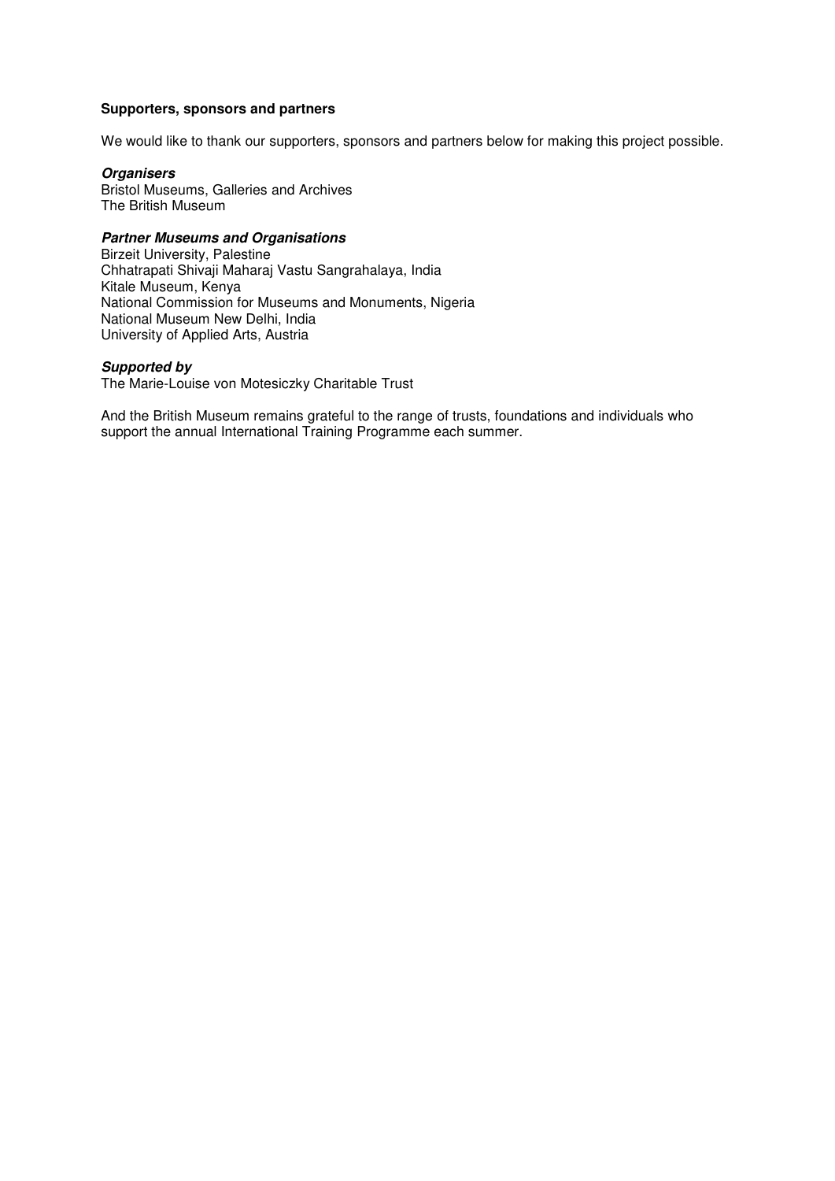**Supporters, sponsors and partners**

We would like to thank our supporters, sponsors and partners below for making this project possible.

***Organisers***

Bristol Museums, Galleries and Archives
The British Museum

***Partner Museums and Organisations***

Birzeit University, Palestine
Chhatrapati Shivaji Maharaj Vastu Sangrahalaya, India
Kitale Museum, Kenya
National Commission for Museums and Monuments, Nigeria
National Museum New Delhi, India
University of Applied Arts, Austria

***Supported by***

The Marie-Louise von Motesiczky Charitable Trust

And the British Museum remains grateful to the range of trusts, foundations and individuals who support the annual International Training Programme each summer.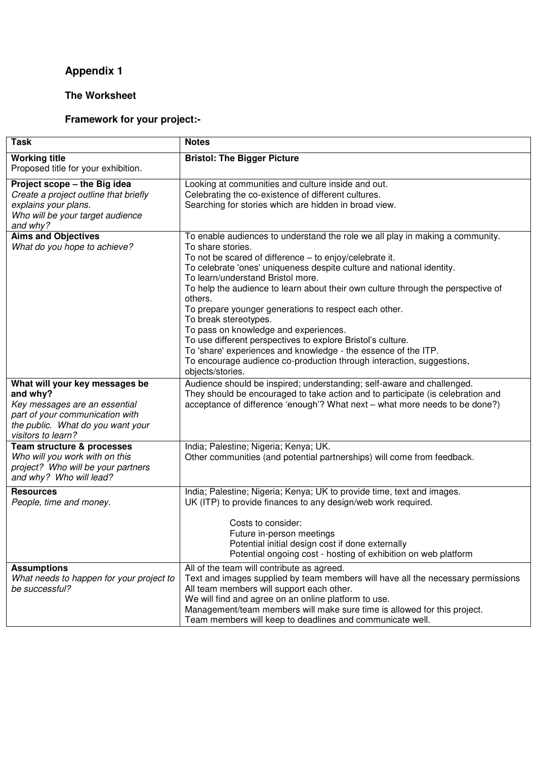## Appendix 1

### The Worksheet

### Framework for your project:-

| Task | Notes |
|---|---|
| **Working title**<br>Proposed title for your exhibition. | **Bristol: The Bigger Picture** |
| **Project scope – the Big idea**<br>*Create a project outline that briefly explains your plans.*<br>*Who will be your target audience and why?* | Looking at communities and culture inside and out.<br>Celebrating the co-existence of different cultures.<br>Searching for stories which are hidden in broad view. |
| **Aims and Objectives**<br>*What do you hope to achieve?* | To enable audiences to understand the role we all play in making a community.<br>To share stories.<br>To not be scared of difference – to enjoy/celebrate it.<br>To celebrate 'ones' uniqueness despite culture and national identity.<br>To learn/understand Bristol more.<br>To help the audience to learn about their own culture through the perspective of others.<br>To prepare younger generations to respect each other.<br>To break stereotypes.<br>To pass on knowledge and experiences.<br>To use different perspectives to explore Bristol's culture.<br>To 'share' experiences and knowledge - the essence of the ITP.<br>To encourage audience co-production through interaction, suggestions, objects/stories. |
| **What will your key messages be and why?**<br>*Key messages are an essential part of your communication with the public. What do you want your visitors to learn?* | Audience should be inspired; understanding; self-aware and challenged.<br>They should be encouraged to take action and to participate (is celebration and acceptance of difference 'enough'? What next – what more needs to be done?) |
| **Team structure & processes**<br>*Who will you work with on this project? Who will be your partners and why? Who will lead?* | India; Palestine; Nigeria; Kenya; UK.<br>Other communities (and potential partnerships) will come from feedback. |
| **Resources**<br>*People, time and money.* | India; Palestine; Nigeria; Kenya; UK to provide time, text and images.<br>UK (ITP) to provide finances to any design/web work required.<br><br>Costs to consider:<br>Future in-person meetings<br>Potential initial design cost if done externally<br>Potential ongoing cost - hosting of exhibition on web platform |
| **Assumptions**<br>*What needs to happen for your project to be successful?* | All of the team will contribute as agreed.<br>Text and images supplied by team members will have all the necessary permissions<br>All team members will support each other.<br>We will find and agree on an online platform to use.<br>Management/team members will make sure time is allowed for this project.<br>Team members will keep to deadlines and communicate well. |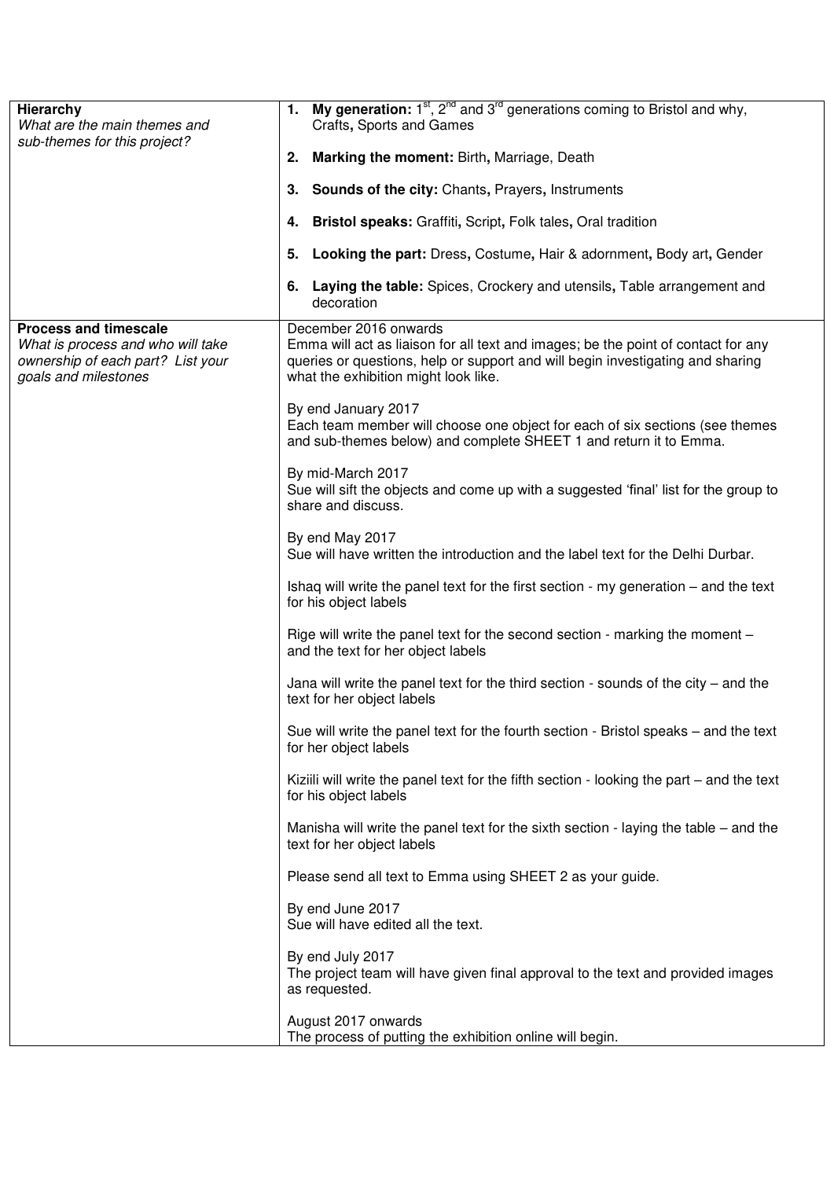| | |
|---|---|
| **Hierarchy**<br>*What are the main themes and sub-themes for this project?* | 1. **My generation:** 1st, 2nd and 3rd generations coming to Bristol and why, Crafts**,** Sports and Games<br><br>2. **Marking the moment:** Birth**,** Marriage, Death<br><br>3. **Sounds of the city:** Chants**,** Prayers**,** Instruments<br><br>4. **Bristol speaks:** Graffiti**,** Script**,** Folk tales**,** Oral tradition<br><br>5. **Looking the part:** Dress**,** Costume**,** Hair & adornment**,** Body art**,** Gender<br><br>6. **Laying the table:** Spices, Crockery and utensils**,** Table arrangement and decoration |
| **Process and timescale**<br>*What is process and who will take ownership of each part? List your goals and milestones* | December 2016 onwards<br>Emma will act as liaison for all text and images; be the point of contact for any queries or questions, help or support and will begin investigating and sharing what the exhibition might look like.<br><br>By end January 2017<br>Each team member will choose one object for each of six sections (see themes and sub-themes below) and complete SHEET 1 and return it to Emma.<br><br>By mid-March 2017<br>Sue will sift the objects and come up with a suggested 'final' list for the group to share and discuss.<br><br>By end May 2017<br>Sue will have written the introduction and the label text for the Delhi Durbar.<br><br>Ishaq will write the panel text for the first section - my generation – and the text for his object labels<br><br>Rige will write the panel text for the second section - marking the moment – and the text for her object labels<br><br>Jana will write the panel text for the third section - sounds of the city – and the text for her object labels<br><br>Sue will write the panel text for the fourth section - Bristol speaks – and the text for her object labels<br><br>Kiziili will write the panel text for the fifth section - looking the part – and the text for his object labels<br><br>Manisha will write the panel text for the sixth section - laying the table – and the text for her object labels<br><br>Please send all text to Emma using SHEET 2 as your guide.<br><br>By end June 2017<br>Sue will have edited all the text.<br><br>By end July 2017<br>The project team will have given final approval to the text and provided images as requested.<br><br>August 2017 onwards<br>The process of putting the exhibition online will begin. |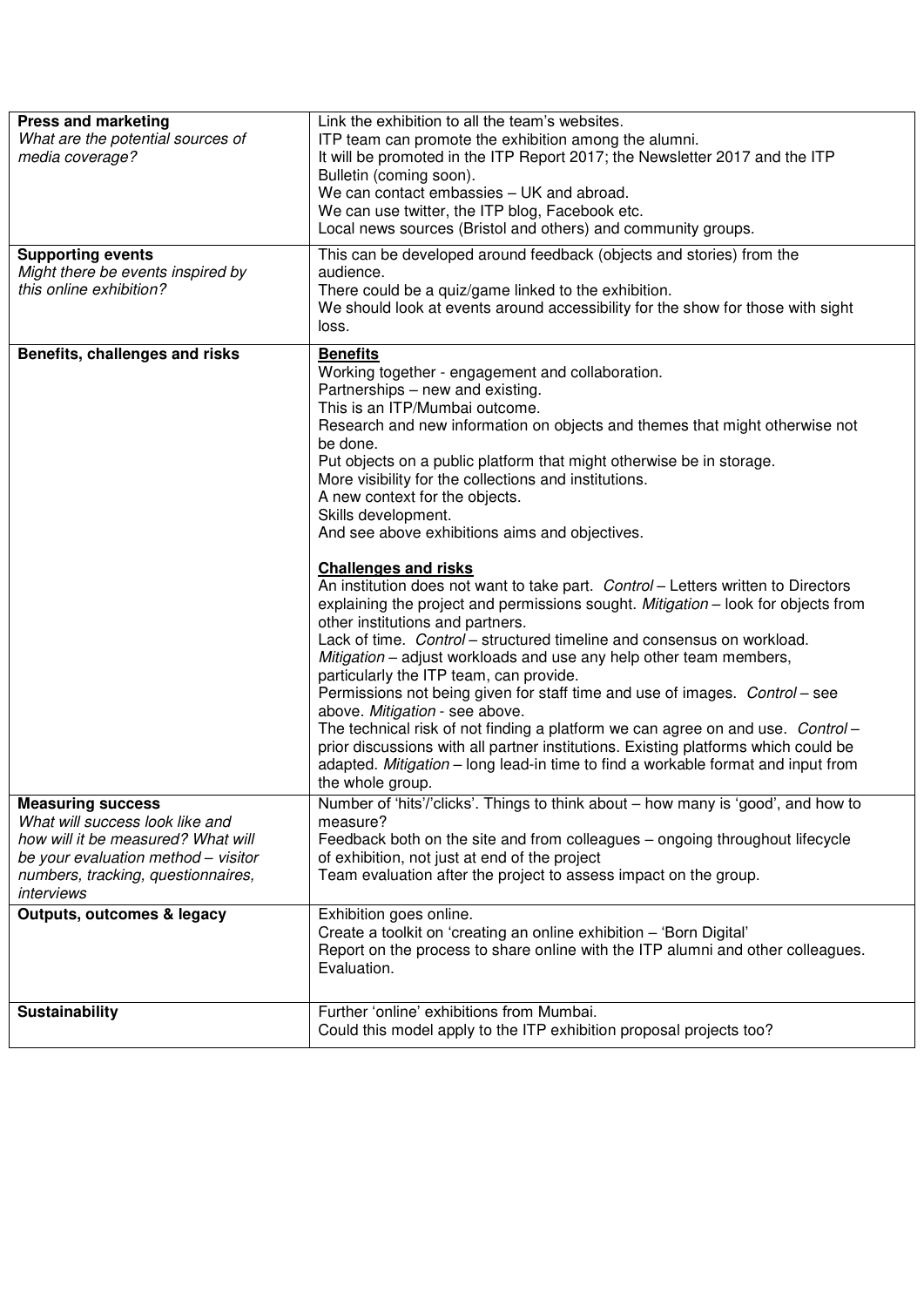| | |
|---|---|
| **Press and marketing**<br>*What are the potential sources of media coverage?* | Link the exhibition to all the team's websites.<br>ITP team can promote the exhibition among the alumni.<br>It will be promoted in the ITP Report 2017; the Newsletter 2017 and the ITP Bulletin (coming soon).<br>We can contact embassies – UK and abroad.<br>We can use twitter, the ITP blog, Facebook etc.<br>Local news sources (Bristol and others) and community groups. |
| **Supporting events**<br>*Might there be events inspired by this online exhibition?* | This can be developed around feedback (objects and stories) from the audience.<br>There could be a quiz/game linked to the exhibition.<br>We should look at events around accessibility for the show for those with sight loss. |
| **Benefits, challenges and risks** | **<u>Benefits</u>**<br>Working together - engagement and collaboration.<br>Partnerships – new and existing.<br>This is an ITP/Mumbai outcome.<br>Research and new information on objects and themes that might otherwise not be done.<br>Put objects on a public platform that might otherwise be in storage.<br>More visibility for the collections and institutions.<br>A new context for the objects.<br>Skills development.<br>And see above exhibitions aims and objectives.<br><br>**<u>Challenges and risks</u>**<br>An institution does not want to take part. *Control* – Letters written to Directors explaining the project and permissions sought. *Mitigation* – look for objects from other institutions and partners.<br>Lack of time. *Control* – structured timeline and consensus on workload. *Mitigation* – adjust workloads and use any help other team members, particularly the ITP team, can provide.<br>Permissions not being given for staff time and use of images. *Control* – see above. *Mitigation* - see above.<br>The technical risk of not finding a platform we can agree on and use. *Control* – prior discussions with all partner institutions. Existing platforms which could be adapted. *Mitigation* – long lead-in time to find a workable format and input from the whole group. |
| **Measuring success**<br>*What will success look like and how will it be measured? What will be your evaluation method – visitor numbers, tracking, questionnaires, interviews* | Number of 'hits'/'clicks'. Things to think about – how many is 'good', and how to measure?<br>Feedback both on the site and from colleagues – ongoing throughout lifecycle of exhibition, not just at end of the project<br>Team evaluation after the project to assess impact on the group. |
| **Outputs, outcomes & legacy** | Exhibition goes online.<br>Create a toolkit on 'creating an online exhibition – 'Born Digital'<br>Report on the process to share online with the ITP alumni and other colleagues.<br>Evaluation. |
| **Sustainability** | Further 'online' exhibitions from Mumbai.<br>Could this model apply to the ITP exhibition proposal projects too? |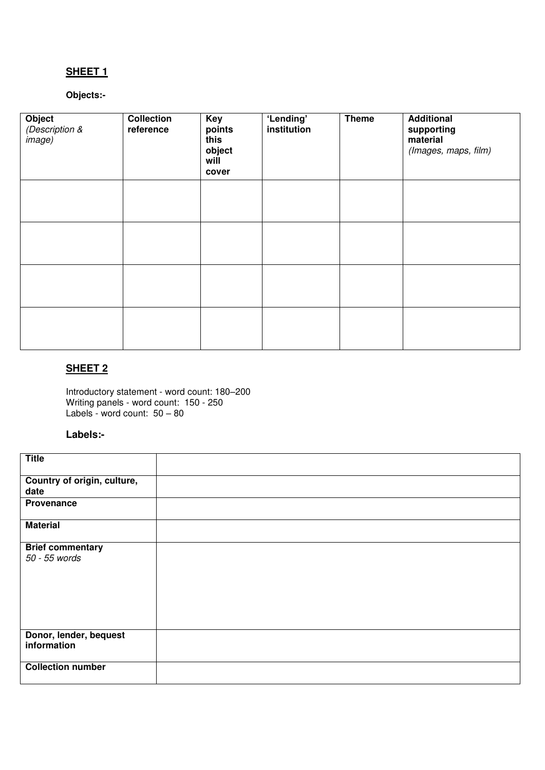## SHEET 1

**Objects:-**

| **Object** *(Description & image)* | **Collection reference** | **Key points this object will cover** | **'Lending' institution** | **Theme** | **Additional supporting material** *(Images, maps, film)* |
|---|---|---|---|---|---|
| | | | | | |
| | | | | | |
| | | | | | |
| | | | | | |

## SHEET 2

Introductory statement - word count: 180–200
Writing panels - word count: 150 - 250
Labels - word count: 50 – 80

**Labels:-**

| | |
|---|---|
| **Title** | |
| **Country of origin, culture, date** | |
| **Provenance** | |
| **Material** | |
| **Brief commentary** *50 - 55 words* | |
| **Donor, lender, bequest information** | |
| **Collection number** | |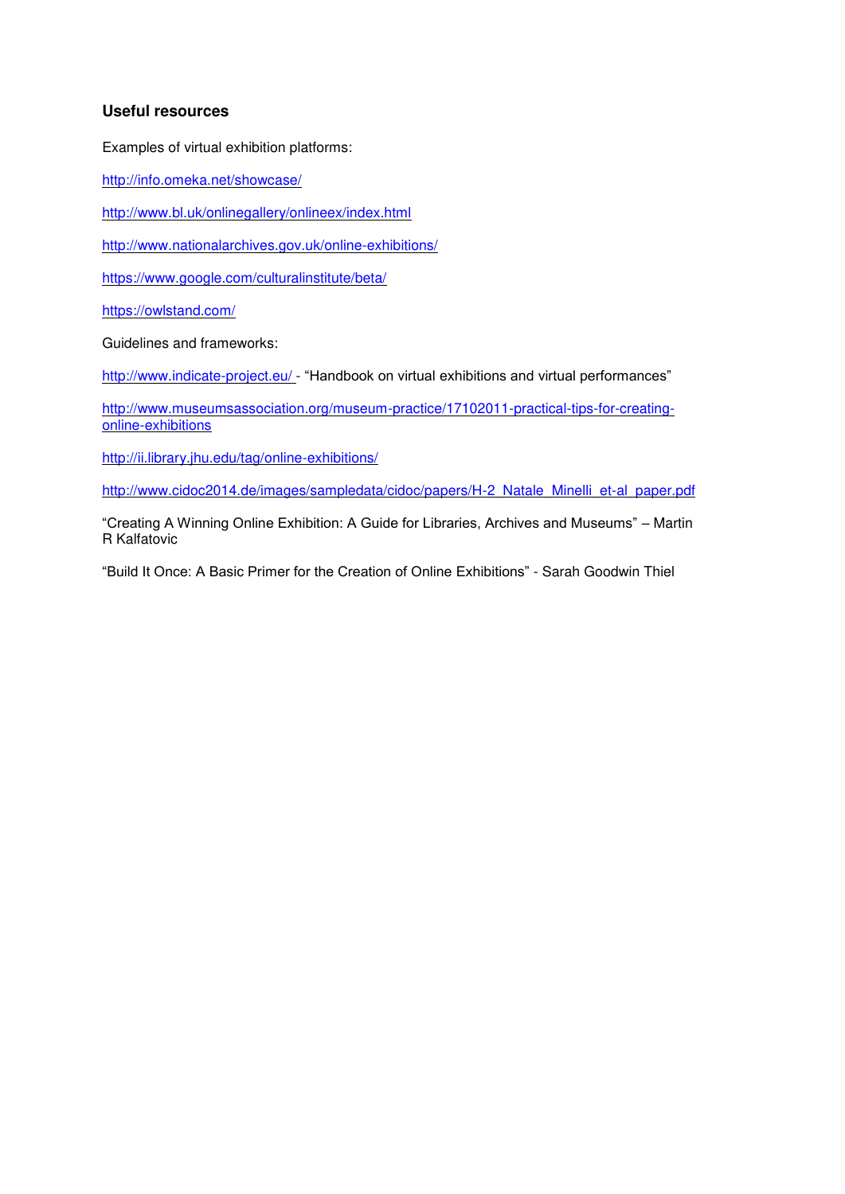### Useful resources

Examples of virtual exhibition platforms:

http://info.omeka.net/showcase/

http://www.bl.uk/onlinegallery/onlineex/index.html

http://www.nationalarchives.gov.uk/online-exhibitions/

https://www.google.com/culturalinstitute/beta/

https://owlstand.com/

Guidelines and frameworks:

http://www.indicate-project.eu/ - "Handbook on virtual exhibitions and virtual performances"

http://www.museumsassociation.org/museum-practice/17102011-practical-tips-for-creating-online-exhibitions

http://ii.library.jhu.edu/tag/online-exhibitions/

http://www.cidoc2014.de/images/sampledata/cidoc/papers/H-2_Natale_Minelli_et-al_paper.pdf

"Creating A Winning Online Exhibition: A Guide for Libraries, Archives and Museums" – Martin R Kalfatovic

"Build It Once: A Basic Primer for the Creation of Online Exhibitions" - Sarah Goodwin Thiel